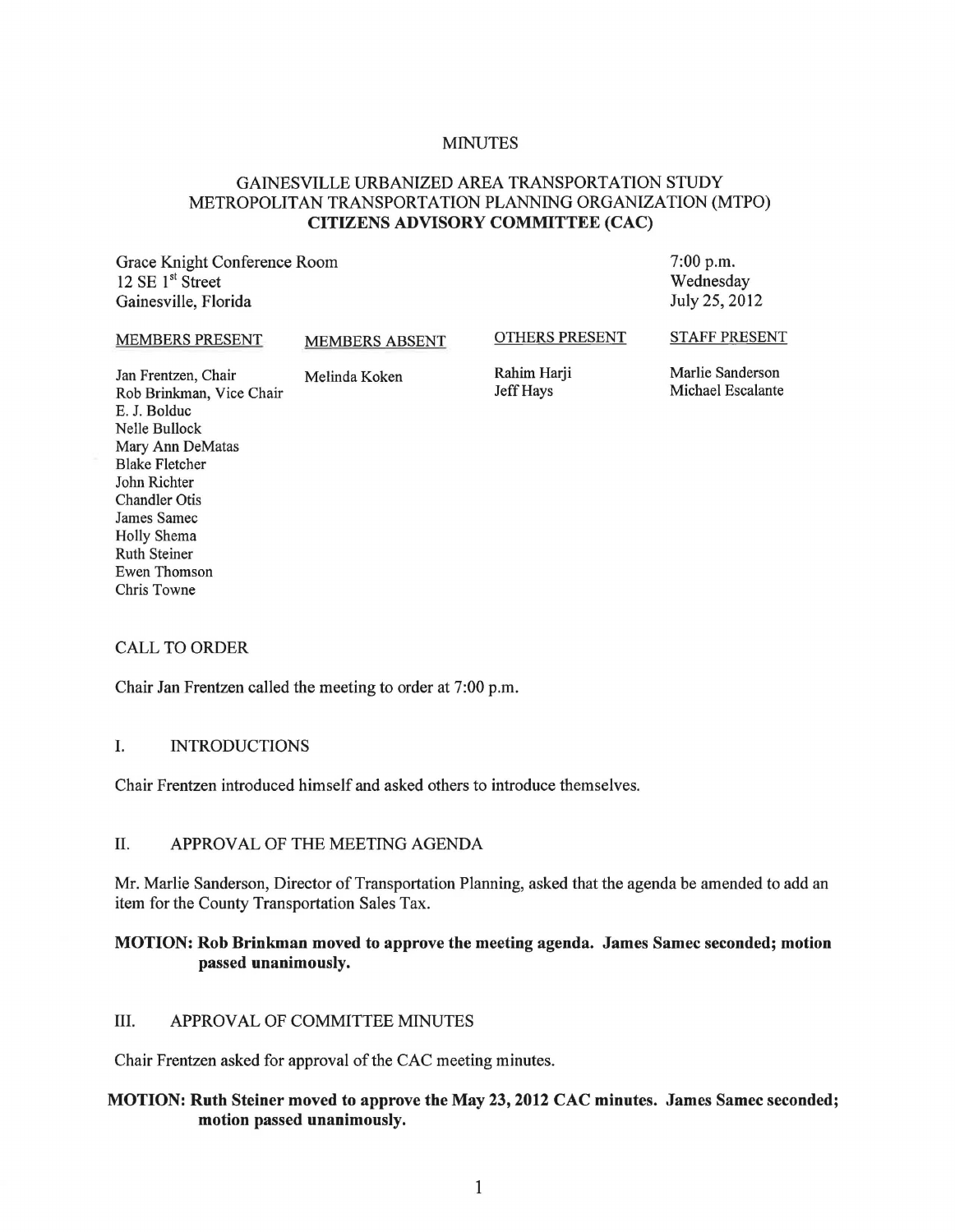# MINUTES

## GAINESVILLE URBANIZED AREA TRANSPORTATION STUDY METROPOLITAN TRANSPORTATION PLANNING ORGANIZATION (MTPO) CITIZENS ADVISORY COMMITTEE (CAC)

Grace Knight Conference Room
12 SE 1st Street
Gainesville, Florida

7:00 p.m.
Wednesday
July 25, 2012

| MEMBERS PRESENT | MEMBERS ABSENT | OTHERS PRESENT | STAFF PRESENT |
|---|---|---|---|
| Jan Frentzen, Chair | Melinda Koken | Rahim Harji | Marlie Sanderson |
| Rob Brinkman, Vice Chair | | Jeff Hays | Michael Escalante |
| E. J. Bolduc | | | |
| Nelle Bullock | | | |
| Mary Ann DeMatas | | | |
| Blake Fletcher | | | |
| John Richter | | | |
| Chandler Otis | | | |
| James Samec | | | |
| Holly Shema | | | |
| Ruth Steiner | | | |
| Ewen Thomson | | | |
| Chris Towne | | | |

### CALL TO ORDER

Chair Jan Frentzen called the meeting to order at 7:00 p.m.

### I. INTRODUCTIONS

Chair Frentzen introduced himself and asked others to introduce themselves.

### II. APPROVAL OF THE MEETING AGENDA

Mr. Marlie Sanderson, Director of Transportation Planning, asked that the agenda be amended to add an item for the County Transportation Sales Tax.

**MOTION: Rob Brinkman moved to approve the meeting agenda. James Samec seconded; motion passed unanimously.**

### III. APPROVAL OF COMMITTEE MINUTES

Chair Frentzen asked for approval of the CAC meeting minutes.

**MOTION: Ruth Steiner moved to approve the May 23, 2012 CAC minutes. James Samec seconded; motion passed unanimously.**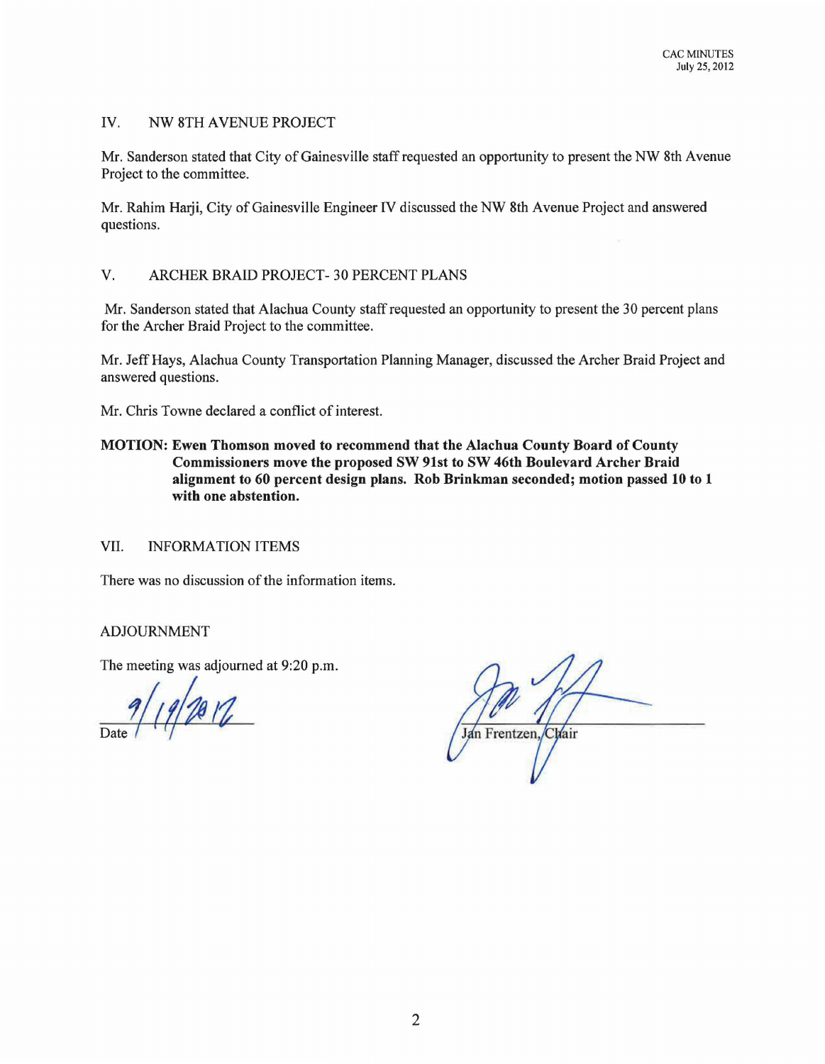## IV. NW 8TH AVENUE PROJECT

Mr. Sanderson stated that City of Gainesville staff requested an opportunity to present the NW 8th Avenue Project to the committee.

Mr. Rahim Harji, City of Gainesville Engineer IV discussed the NW 8th Avenue Project and answered questions.

## V. ARCHER BRAID PROJECT- 30 PERCENT PLANS

Mr. Sanderson stated that Alachua County staff requested an opportunity to present the 30 percent plans for the Archer Braid Project to the committee.

Mr. Jeff Hays, Alachua County Transportation Planning Manager, discussed the Archer Braid Project and answered questions.

Mr. Chris Towne declared a conflict of interest.

**MOTION: Ewen Thomson moved to recommend that the Alachua County Board of County Commissioners move the proposed SW 91st to SW 46th Boulevard Archer Braid alignment to 60 percent design plans. Rob Brinkman seconded; motion passed 10 to 1 with one abstention.**

## VII. INFORMATION ITEMS

There was no discussion of the information items.

## ADJOURNMENT

The meeting was adjourned at 9:20 p.m.

9/19/2012
Date

Jan Frentzen, Chair